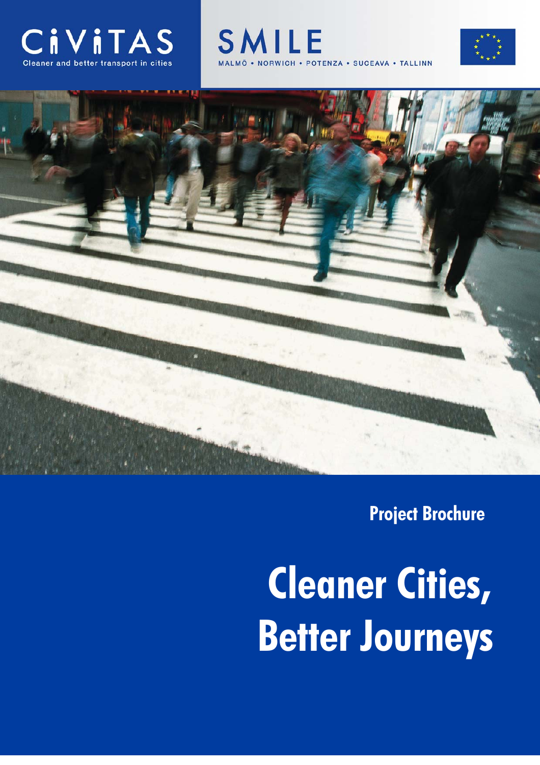CiViTAS

Cleaner and better transport in cities

SMILE

MALMÖ • NORWICH • POTENZA • SUCEAVA • TALLINN

**Project Brochure**

# Cleaner Cities, Better Journeys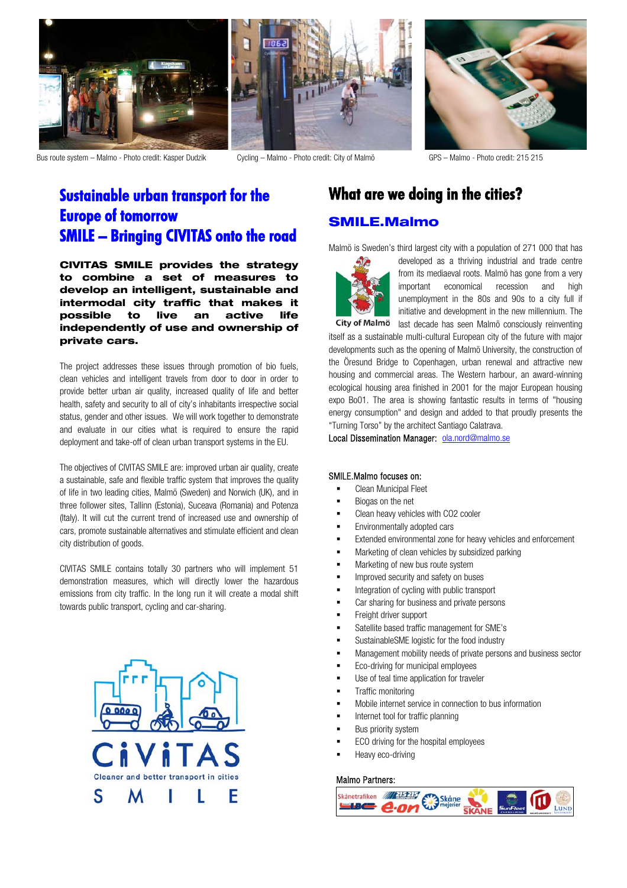Bus route system – Malmo - Photo credit: Kasper Dudzik

Cycling – Malmo - Photo credit: City of Malmö

GPS – Malmo - Photo credit: 215 215

# Sustainable urban transport for the Europe of tomorrow
# SMILE – Bringing CIVITAS onto the road

**CIVITAS SMILE provides the strategy to combine a set of measures to develop an intelligent, sustainable and intermodal city traffic that makes it possible to live an active life independently of use and ownership of private cars.**

The project addresses these issues through promotion of bio fuels, clean vehicles and intelligent travels from door to door in order to provide better urban air quality, increased quality of life and better health, safety and security to all of city's inhabitants irrespective social status, gender and other issues. We will work together to demonstrate and evaluate in our cities what is required to ensure the rapid deployment and take-off of clean urban transport systems in the EU.

The objectives of CIVITAS SMILE are: improved urban air quality, create a sustainable, safe and flexible traffic system that improves the quality of life in two leading cities, Malmö (Sweden) and Norwich (UK), and in three follower sites, Tallinn (Estonia), Suceava (Romania) and Potenza (Italy). It will cut the current trend of increased use and ownership of cars, promote sustainable alternatives and stimulate efficient and clean city distribution of goods.

CIVITAS SMILE contains totally 30 partners who will implement 51 demonstration measures, which will directly lower the hazardous emissions from city traffic. In the long run it will create a modal shift towards public transport, cycling and car-sharing.

CIVITAS
Cleaner and better transport in cities
S M I L E

# What are we doing in the cities?

## SMILE.Malmo

City of Malmö

Malmö is Sweden's third largest city with a population of 271 000 that has developed as a thriving industrial and trade centre from its mediaeval roots. Malmö has gone from a very important economical recession and high unemployment in the 80s and 90s to a city full if initiative and development in the new millennium. The last decade has seen Malmö consciously reinventing itself as a sustainable multi-cultural European city of the future with major developments such as the opening of Malmö University, the construction of the Öresund Bridge to Copenhagen, urban renewal and attractive new housing and commercial areas. The Western harbour, an award-winning ecological housing area finished in 2001 for the major European housing expo Bo01. The area is showing fantastic results in terms of "housing energy consumption" and design and added to that proudly presents the "Turning Torso" by the architect Santiago Calatrava.

Local Dissemination Manager: ola.nord@malmo.se

SMILE.Malmo focuses on:

- Clean Municipal Fleet
- Biogas on the net
- Clean heavy vehicles with CO2 cooler
- Environmentally adopted cars
- Extended environmental zone for heavy vehicles and enforcement
- Marketing of clean vehicles by subsidized parking
- Marketing of new bus route system
- Improved security and safety on buses
- Integration of cycling with public transport
- Car sharing for business and private persons
- Freight driver support
- Satellite based traffic management for SME's
- SustainableSME logistic for the food industry
- Management mobility needs of private persons and business sector
- Eco-driving for municipal employees
- Use of teal time application for traveler
- Traffic monitoring
- Mobile internet service in connection to bus information
- Internet tool for traffic planning
- Bus priority system
- ECO driving for the hospital employees
- Heavy eco-driving

Malmo Partners: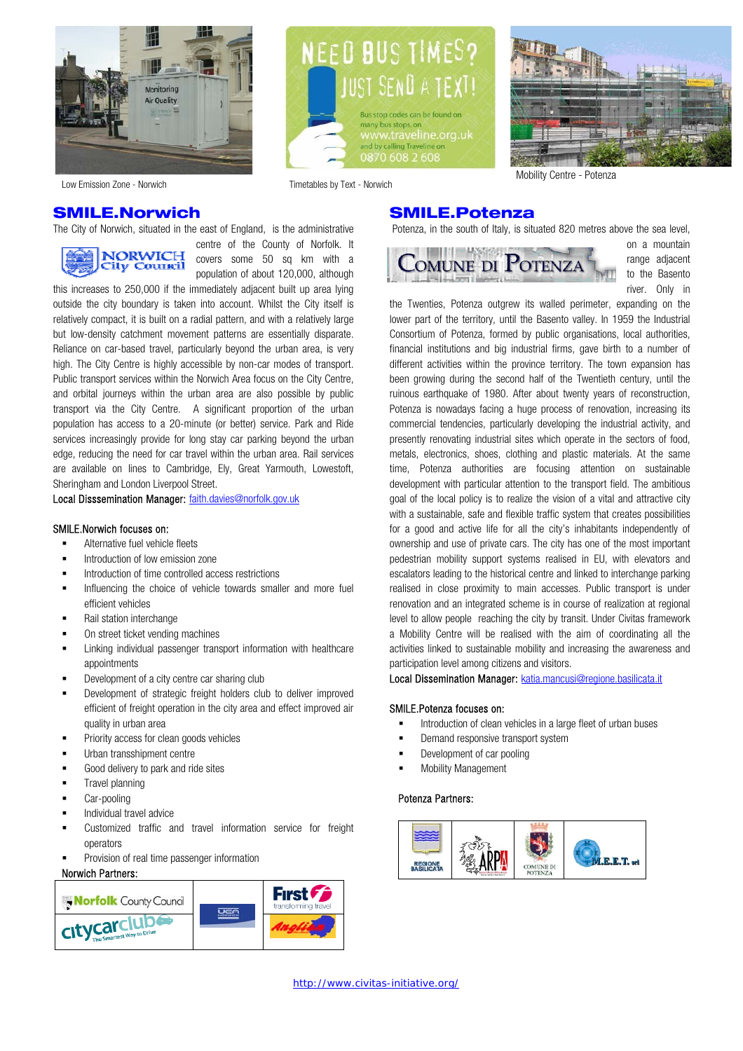Low Emission Zone - Norwich

Timetables by Text - Norwich

Mobility Centre - Potenza

## SMILE.Norwich

The City of Norwich, situated in the east of England, is the administrative centre of the County of Norfolk. It covers some 50 sq km with a population of about 120,000, although this increases to 250,000 if the immediately adjacent built up area lying outside the city boundary is taken into account. Whilst the City itself is relatively compact, it is built on a radial pattern, and with a relatively large but low-density catchment movement patterns are essentially disparate. Reliance on car-based travel, particularly beyond the urban area, is very high. The City Centre is highly accessible by non-car modes of transport. Public transport services within the Norwich Area focus on the City Centre, and orbital journeys within the urban area are also possible by public transport via the City Centre. A significant proportion of the urban population has access to a 20-minute (or better) service. Park and Ride services increasingly provide for long stay car parking beyond the urban edge, reducing the need for car travel within the urban area. Rail services are available on lines to Cambridge, Ely, Great Yarmouth, Lowestoft, Sheringham and London Liverpool Street.

Local Disssemination Manager: faith.davies@norfolk.gov.uk

SMILE.Norwich focuses on:

- Alternative fuel vehicle fleets
- Introduction of low emission zone
- Introduction of time controlled access restrictions
- Influencing the choice of vehicle towards smaller and more fuel efficient vehicles
- Rail station interchange
- On street ticket vending machines
- Linking individual passenger transport information with healthcare appointments
- Development of a city centre car sharing club
- Development of strategic freight holders club to deliver improved efficient of freight operation in the city area and effect improved air quality in urban area
- Priority access for clean goods vehicles
- Urban transshipment centre
- Good delivery to park and ride sites
- Travel planning
- Car-pooling
- Individual travel advice
- Customized traffic and travel information service for freight operators
- Provision of real time passenger information

Norwich Partners:

## SMILE.Potenza

Potenza, in the south of Italy, is situated 820 metres above the sea level, on a mountain range adjacent to the Basento river. Only in the Twenties, Potenza outgrew its walled perimeter, expanding on the lower part of the territory, until the Basento valley. In 1959 the Industrial Consortium of Potenza, formed by public organisations, local authorities, financial institutions and big industrial firms, gave birth to a number of different activities within the province territory. The town expansion has been growing during the second half of the Twentieth century, until the ruinous earthquake of 1980. After about twenty years of reconstruction, Potenza is nowadays facing a huge process of renovation, increasing its commercial tendencies, particularly developing the industrial activity, and presently renovating industrial sites which operate in the sectors of food, metals, electronics, shoes, clothing and plastic materials. At the same time, Potenza authorities are focusing attention on sustainable development with particular attention to the transport field. The ambitious goal of the local policy is to realize the vision of a vital and attractive city with a sustainable, safe and flexible traffic system that creates possibilities for a good and active life for all the city's inhabitants independently of ownership and use of private cars. The city has one of the most important pedestrian mobility support systems realised in EU, with elevators and escalators leading to the historical centre and linked to interchange parking realised in close proximity to main accesses. Public transport is under renovation and an integrated scheme is in course of realization at regional level to allow people reaching the city by transit. Under Civitas framework a Mobility Centre will be realised with the aim of coordinating all the activities linked to sustainable mobility and increasing the awareness and participation level among citizens and visitors.

Local Dissemination Manager: katia.mancusi@regione.basilicata.it

SMILE.Potenza focuses on:

- Introduction of clean vehicles in a large fleet of urban buses
- Demand responsive transport system
- Development of car pooling
- Mobility Management

Potenza Partners:

http://www.civitas-initiative.org/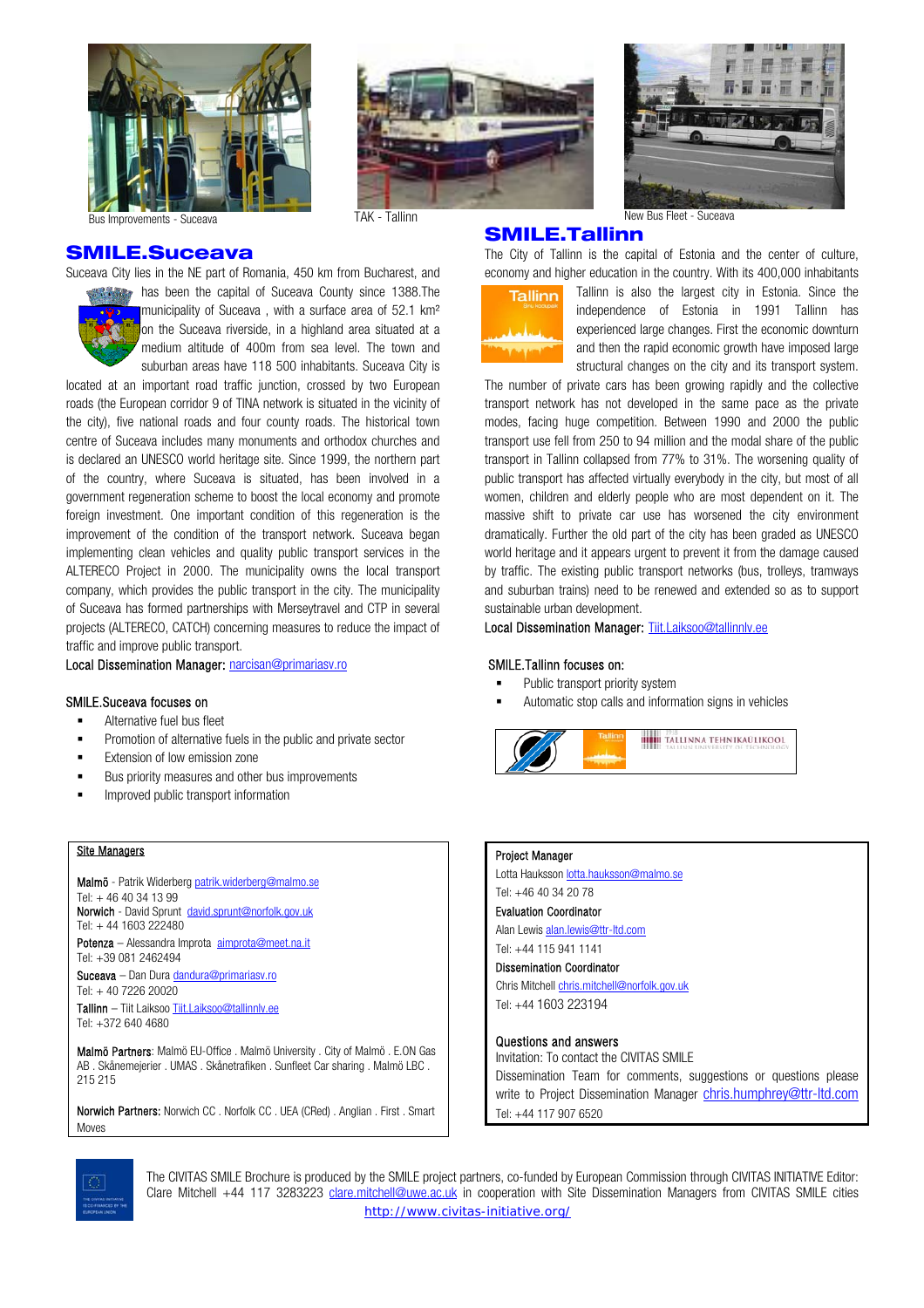Bus Improvements - Suceava

TAK - Tallinn

New Bus Fleet - Suceava

## SMILE.Suceava

Suceava City lies in the NE part of Romania, 450 km from Bucharest, and has been the capital of Suceava County since 1388.The municipality of Suceava , with a surface area of 52.1 km² on the Suceava riverside, in a highland area situated at a medium altitude of 400m from sea level. The town and suburban areas have 118 500 inhabitants. Suceava City is located at an important road traffic junction, crossed by two European roads (the European corridor 9 of TINA network is situated in the vicinity of the city), five national roads and four county roads. The historical town centre of Suceava includes many monuments and orthodox churches and is declared an UNESCO world heritage site. Since 1999, the northern part of the country, where Suceava is situated, has been involved in a government regeneration scheme to boost the local economy and promote foreign investment. One important condition of this regeneration is the improvement of the condition of the transport network. Suceava began implementing clean vehicles and quality public transport services in the ALTERECO Project in 2000. The municipality owns the local transport company, which provides the public transport in the city. The municipality of Suceava has formed partnerships with Merseytravel and CTP in several projects (ALTERECO, CATCH) concerning measures to reduce the impact of traffic and improve public transport.

**Local Dissemination Manager:** narcisan@primariasv.ro

SMILE.Suceava focuses on

- Alternative fuel bus fleet
- Promotion of alternative fuels in the public and private sector
- Extension of low emission zone
- Bus priority measures and other bus improvements
- Improved public transport information

## SMILE.Tallinn

The City of Tallinn is the capital of Estonia and the center of culture, economy and higher education in the country. With its 400,000 inhabitants Tallinn is also the largest city in Estonia. Since the independence of Estonia in 1991 Tallinn has experienced large changes. First the economic downturn and then the rapid economic growth have imposed large structural changes on the city and its transport system. The number of private cars has been growing rapidly and the collective transport network has not developed in the same pace as the private modes, facing huge competition. Between 1990 and 2000 the public transport use fell from 250 to 94 million and the modal share of the public transport in Tallinn collapsed from 77% to 31%. The worsening quality of public transport has affected virtually everybody in the city, but most of all women, children and elderly people who are most dependent on it. The massive shift to private car use has worsened the city environment dramatically. Further the old part of the city has been graded as UNESCO world heritage and it appears urgent to prevent it from the damage caused by traffic. The existing public transport networks (bus, trolleys, tramways and suburban trains) need to be renewed and extended so as to support sustainable urban development.

**Local Dissemination Manager:** Tiit.Laiksoo@tallinnlv.ee

SMILE.Tallinn focuses on:

- Public transport priority system
- Automatic stop calls and information signs in vehicles

**Site Managers**

**Malmö** - Patrik Widerberg patrik.widerberg@malmo.se
Tel: + 46 40 34 13 99
**Norwich** - David Sprunt david.sprunt@norfolk.gov.uk
Tel: + 44 1603 222480
**Potenza** – Alessandra Improta aimprota@meet.na.it
Tel: +39 081 2462494
**Suceava** – Dan Dura dandura@primariasv.ro
Tel: + 40 7226 20020
**Tallinn** – Tiit Laiksoo Tiit.Laiksoo@tallinnlv.ee
Tel: +372 640 4680

**Malmö Partners**: Malmö EU-Office . Malmö University . City of Malmö . E.ON Gas AB . Skånemejerier . UMAS . Skånetrafiken . Sunfleet Car sharing . Malmö LBC . 215 215

**Norwich Partners:** Norwich CC . Norfolk CC . UEA (CRed) . Anglian . First . Smart Moves

**Project Manager**
Lotta Hauksson lotta.hauksson@malmo.se
Tel: +46 40 34 20 78
**Evaluation Coordinator**
Alan Lewis alan.lewis@ttr-ltd.com
Tel: +44 115 941 1141
**Dissemination Coordinator**
Chris Mitchell chris.mitchell@norfolk.gov.uk
Tel: +44 1603 223194

**Questions and answers**
Invitation: To contact the CIVITAS SMILE Dissemination Team for comments, suggestions or questions please write to Project Dissemination Manager chris.humphrey@ttr-ltd.com
Tel: +44 117 907 6520

The CIVITAS SMILE Brochure is produced by the SMILE project partners, co-funded by European Commission through CIVITAS INITIATIVE Editor: Clare Mitchell +44 117 3283223 clare.mitchell@uwe.ac.uk in cooperation with Site Dissemination Managers from CIVITAS SMILE cities
http://www.civitas-initiative.org/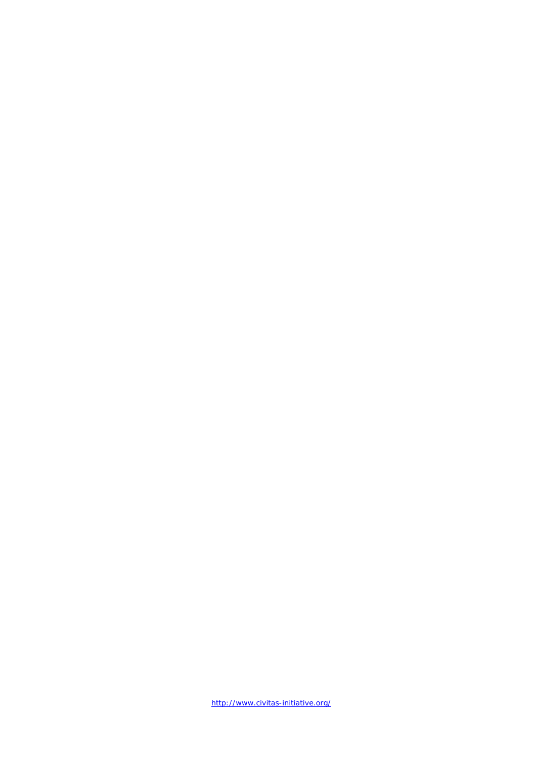http://www.civitas-initiative.org/